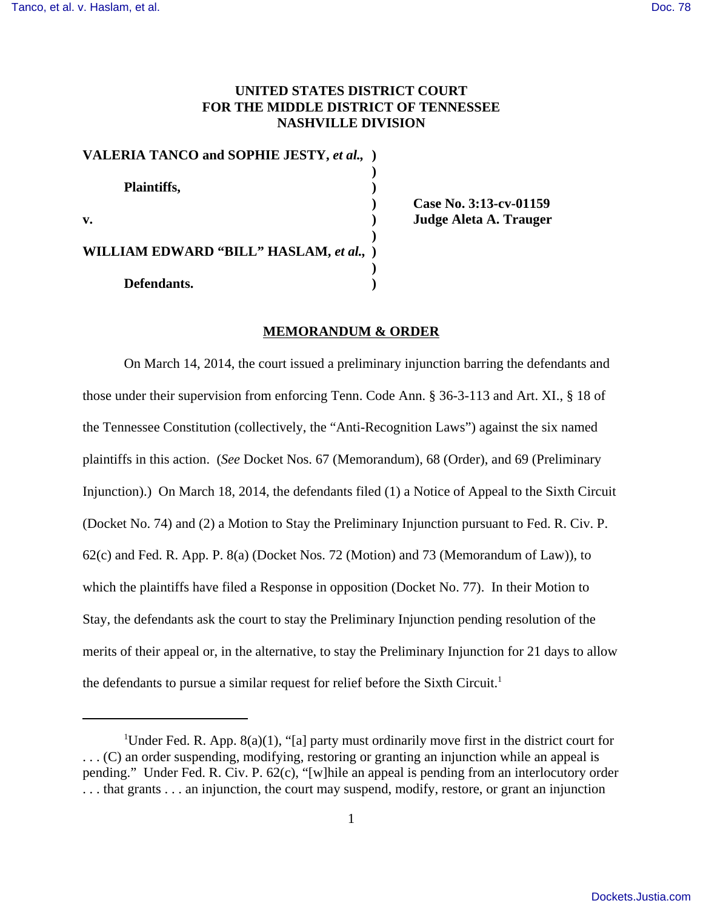# UNITED STATES DISTRICT COURT
# FOR THE MIDDLE DISTRICT OF TENNESSEE
# NASHVILLE DIVISION

**VALERIA TANCO and SOPHIE JESTY, *et al.*,**

**Plaintiffs,**

**v.**

**WILLIAM EDWARD "BILL" HASLAM, *et al.*,**

**Defendants.**

**Case No. 3:13-cv-01159**
**Judge Aleta A. Trauger**

## MEMORANDUM & ORDER

On March 14, 2014, the court issued a preliminary injunction barring the defendants and those under their supervision from enforcing Tenn. Code Ann. § 36-3-113 and Art. XI., § 18 of the Tennessee Constitution (collectively, the "Anti-Recognition Laws") against the six named plaintiffs in this action. (*See* Docket Nos. 67 (Memorandum), 68 (Order), and 69 (Preliminary Injunction).) On March 18, 2014, the defendants filed (1) a Notice of Appeal to the Sixth Circuit (Docket No. 74) and (2) a Motion to Stay the Preliminary Injunction pursuant to Fed. R. Civ. P. 62(c) and Fed. R. App. P. 8(a) (Docket Nos. 72 (Motion) and 73 (Memorandum of Law)), to which the plaintiffs have filed a Response in opposition (Docket No. 77). In their Motion to Stay, the defendants ask the court to stay the Preliminary Injunction pending resolution of the merits of their appeal or, in the alternative, to stay the Preliminary Injunction for 21 days to allow the defendants to pursue a similar request for relief before the Sixth Circuit.[1]

---

[1]Under Fed. R. App. 8(a)(1), "[a] party must ordinarily move first in the district court for . . . (C) an order suspending, modifying, restoring or granting an injunction while an appeal is pending." Under Fed. R. Civ. P. 62(c), "[w]hile an appeal is pending from an interlocutory order . . . that grants . . . an injunction, the court may suspend, modify, restore, or grant an injunction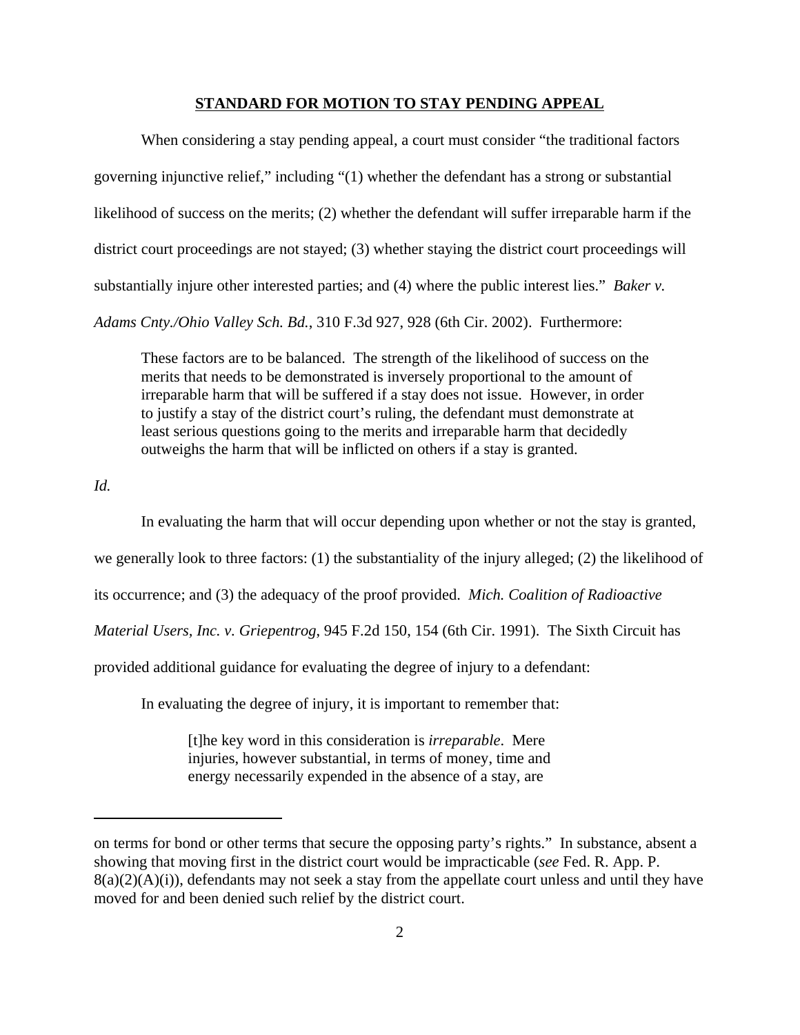## STANDARD FOR MOTION TO STAY PENDING APPEAL

When considering a stay pending appeal, a court must consider "the traditional factors governing injunctive relief," including "(1) whether the defendant has a strong or substantial likelihood of success on the merits; (2) whether the defendant will suffer irreparable harm if the district court proceedings are not stayed; (3) whether staying the district court proceedings will substantially injure other interested parties; and (4) where the public interest lies." *Baker v. Adams Cnty./Ohio Valley Sch. Bd.*, 310 F.3d 927, 928 (6th Cir. 2002). Furthermore:

> These factors are to be balanced. The strength of the likelihood of success on the merits that needs to be demonstrated is inversely proportional to the amount of irreparable harm that will be suffered if a stay does not issue. However, in order to justify a stay of the district court's ruling, the defendant must demonstrate at least serious questions going to the merits and irreparable harm that decidedly outweighs the harm that will be inflicted on others if a stay is granted.

*Id.*

In evaluating the harm that will occur depending upon whether or not the stay is granted, we generally look to three factors: (1) the substantiality of the injury alleged; (2) the likelihood of its occurrence; and (3) the adequacy of the proof provided. *Mich. Coalition of Radioactive Material Users, Inc. v. Griepentrog*, 945 F.2d 150, 154 (6th Cir. 1991). The Sixth Circuit has provided additional guidance for evaluating the degree of injury to a defendant:

> In evaluating the degree of injury, it is important to remember that:
>
>> [t]he key word in this consideration is *irreparable*. Mere injuries, however substantial, in terms of money, time and energy necessarily expended in the absence of a stay, are

---

on terms for bond or other terms that secure the opposing party's rights." In substance, absent a showing that moving first in the district court would be impracticable (*see* Fed. R. App. P. 8(a)(2)(A)(i)), defendants may not seek a stay from the appellate court unless and until they have moved for and been denied such relief by the district court.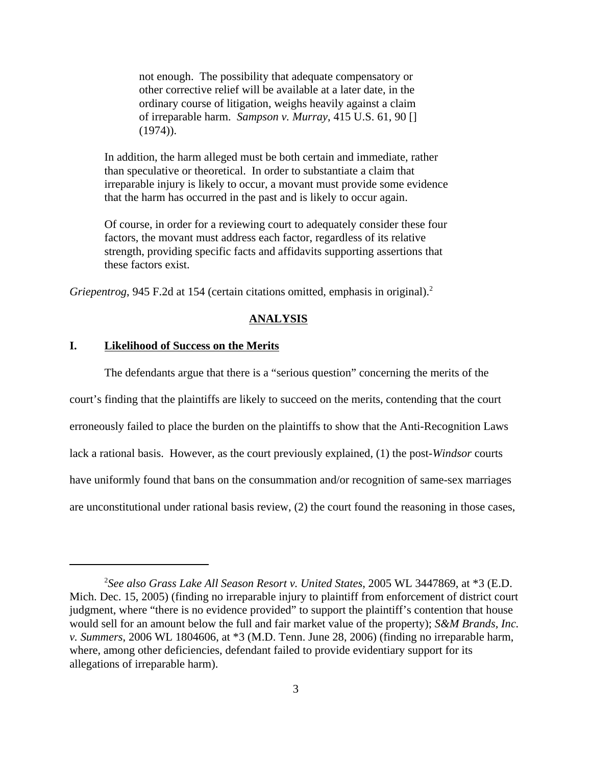> not enough. The possibility that adequate compensatory or other corrective relief will be available at a later date, in the ordinary course of litigation, weighs heavily against a claim of irreparable harm. *Sampson v. Murray*, 415 U.S. 61, 90 [] (1974)).
>
> In addition, the harm alleged must be both certain and immediate, rather than speculative or theoretical. In order to substantiate a claim that irreparable injury is likely to occur, a movant must provide some evidence that the harm has occurred in the past and is likely to occur again.
>
> Of course, in order for a reviewing court to adequately consider these four factors, the movant must address each factor, regardless of its relative strength, providing specific facts and affidavits supporting assertions that these factors exist.

*Griepentrog*, 945 F.2d at 154 (certain citations omitted, emphasis in original).[2]

## ANALYSIS

### I. Likelihood of Success on the Merits

The defendants argue that there is a "serious question" concerning the merits of the court's finding that the plaintiffs are likely to succeed on the merits, contending that the court erroneously failed to place the burden on the plaintiffs to show that the Anti-Recognition Laws lack a rational basis. However, as the court previously explained, (1) the post-*Windsor* courts have uniformly found that bans on the consummation and/or recognition of same-sex marriages are unconstitutional under rational basis review, (2) the court found the reasoning in those cases,

---

[2] *See also Grass Lake All Season Resort v. United States*, 2005 WL 3447869, at *3 (E.D. Mich. Dec. 15, 2005) (finding no irreparable injury to plaintiff from enforcement of district court judgment, where "there is no evidence provided" to support the plaintiff's contention that house would sell for an amount below the full and fair market value of the property); *S&M Brands, Inc. v. Summers*, 2006 WL 1804606, at *3 (M.D. Tenn. June 28, 2006) (finding no irreparable harm, where, among other deficiencies, defendant failed to provide evidentiary support for its allegations of irreparable harm).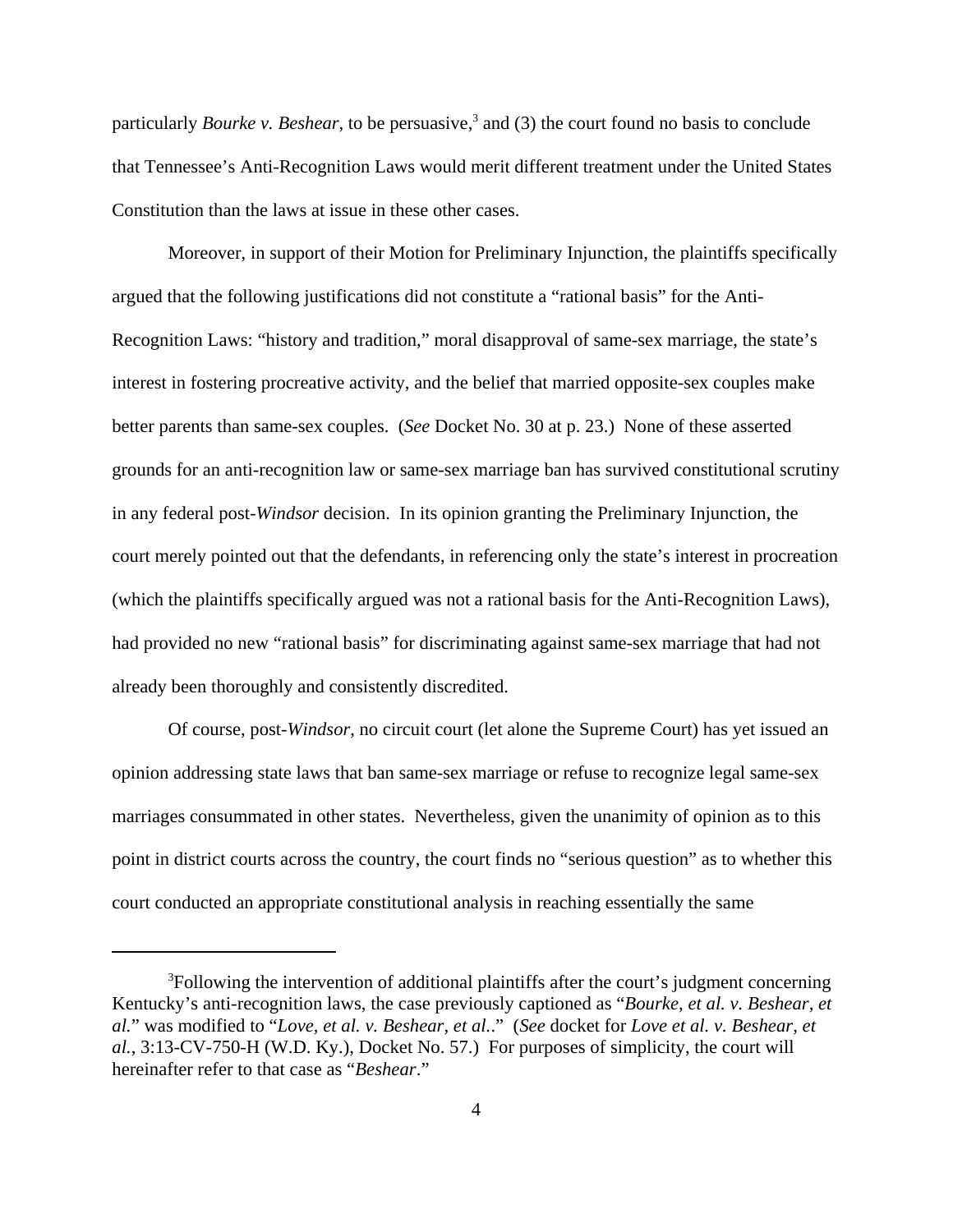particularly *Bourke v. Beshear*, to be persuasive,[3] and (3) the court found no basis to conclude that Tennessee's Anti-Recognition Laws would merit different treatment under the United States Constitution than the laws at issue in these other cases.

Moreover, in support of their Motion for Preliminary Injunction, the plaintiffs specifically argued that the following justifications did not constitute a "rational basis" for the Anti-Recognition Laws: "history and tradition," moral disapproval of same-sex marriage, the state's interest in fostering procreative activity, and the belief that married opposite-sex couples make better parents than same-sex couples. (*See* Docket No. 30 at p. 23.) None of these asserted grounds for an anti-recognition law or same-sex marriage ban has survived constitutional scrutiny in any federal post-*Windsor* decision. In its opinion granting the Preliminary Injunction, the court merely pointed out that the defendants, in referencing only the state's interest in procreation (which the plaintiffs specifically argued was not a rational basis for the Anti-Recognition Laws), had provided no new "rational basis" for discriminating against same-sex marriage that had not already been thoroughly and consistently discredited.

Of course, post-*Windsor*, no circuit court (let alone the Supreme Court) has yet issued an opinion addressing state laws that ban same-sex marriage or refuse to recognize legal same-sex marriages consummated in other states. Nevertheless, given the unanimity of opinion as to this point in district courts across the country, the court finds no "serious question" as to whether this court conducted an appropriate constitutional analysis in reaching essentially the same

---

[3]Following the intervention of additional plaintiffs after the court's judgment concerning Kentucky's anti-recognition laws, the case previously captioned as "*Bourke, et al. v. Beshear, et al.*" was modified to "*Love, et al. v. Beshear, et al.*." (*See* docket for *Love et al. v. Beshear, et al.*, 3:13-CV-750-H (W.D. Ky.), Docket No. 57.) For purposes of simplicity, the court will hereinafter refer to that case as "*Beshear*."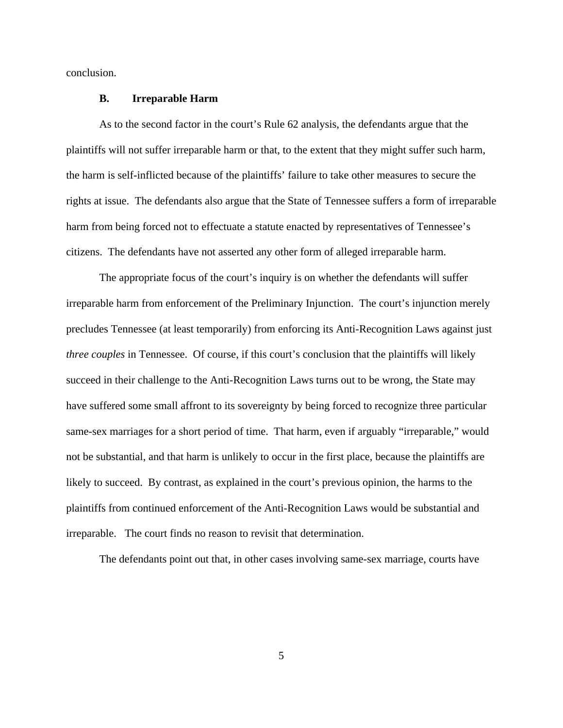conclusion.

### B. Irreparable Harm

As to the second factor in the court's Rule 62 analysis, the defendants argue that the plaintiffs will not suffer irreparable harm or that, to the extent that they might suffer such harm, the harm is self-inflicted because of the plaintiffs' failure to take other measures to secure the rights at issue. The defendants also argue that the State of Tennessee suffers a form of irreparable harm from being forced not to effectuate a statute enacted by representatives of Tennessee's citizens. The defendants have not asserted any other form of alleged irreparable harm.

The appropriate focus of the court's inquiry is on whether the defendants will suffer irreparable harm from enforcement of the Preliminary Injunction. The court's injunction merely precludes Tennessee (at least temporarily) from enforcing its Anti-Recognition Laws against just *three couples* in Tennessee. Of course, if this court's conclusion that the plaintiffs will likely succeed in their challenge to the Anti-Recognition Laws turns out to be wrong, the State may have suffered some small affront to its sovereignty by being forced to recognize three particular same-sex marriages for a short period of time. That harm, even if arguably "irreparable," would not be substantial, and that harm is unlikely to occur in the first place, because the plaintiffs are likely to succeed. By contrast, as explained in the court's previous opinion, the harms to the plaintiffs from continued enforcement of the Anti-Recognition Laws would be substantial and irreparable. The court finds no reason to revisit that determination.

The defendants point out that, in other cases involving same-sex marriage, courts have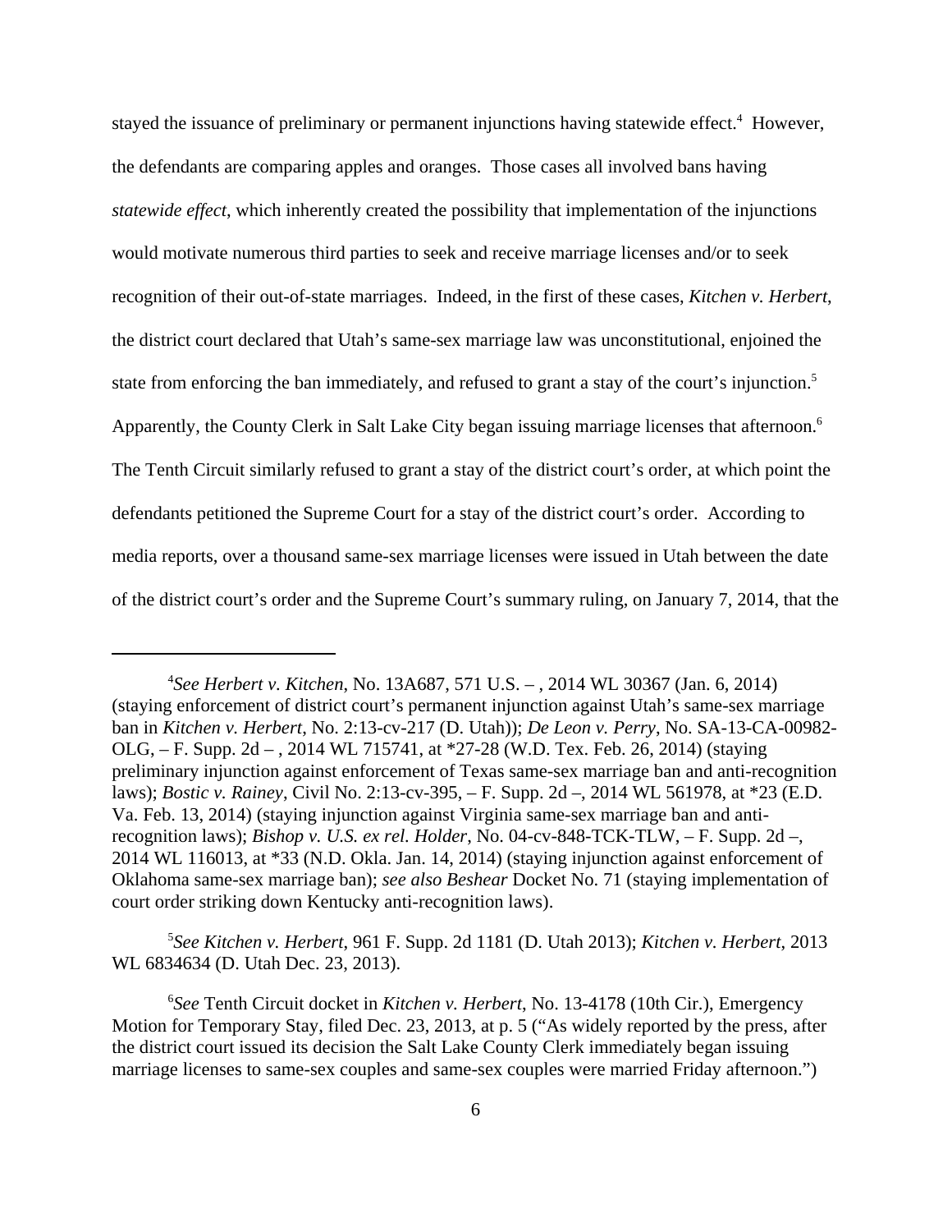stayed the issuance of preliminary or permanent injunctions having statewide effect.[4] However, the defendants are comparing apples and oranges. Those cases all involved bans having *statewide effect*, which inherently created the possibility that implementation of the injunctions would motivate numerous third parties to seek and receive marriage licenses and/or to seek recognition of their out-of-state marriages. Indeed, in the first of these cases, *Kitchen v. Herbert*, the district court declared that Utah's same-sex marriage law was unconstitutional, enjoined the state from enforcing the ban immediately, and refused to grant a stay of the court's injunction.[5] Apparently, the County Clerk in Salt Lake City began issuing marriage licenses that afternoon.[6] The Tenth Circuit similarly refused to grant a stay of the district court's order, at which point the defendants petitioned the Supreme Court for a stay of the district court's order. According to media reports, over a thousand same-sex marriage licenses were issued in Utah between the date of the district court's order and the Supreme Court's summary ruling, on January 7, 2014, that the

---

[4]*See Herbert v. Kitchen*, No. 13A687, 571 U.S. – , 2014 WL 30367 (Jan. 6, 2014) (staying enforcement of district court's permanent injunction against Utah's same-sex marriage ban in *Kitchen v. Herbert*, No. 2:13-cv-217 (D. Utah)); *De Leon v. Perry*, No. SA-13-CA-00982-OLG, – F. Supp. 2d – , 2014 WL 715741, at *27-28 (W.D. Tex. Feb. 26, 2014) (staying preliminary injunction against enforcement of Texas same-sex marriage ban and anti-recognition laws); *Bostic v. Rainey*, Civil No. 2:13-cv-395, – F. Supp. 2d –, 2014 WL 561978, at *23 (E.D. Va. Feb. 13, 2014) (staying injunction against Virginia same-sex marriage ban and anti-recognition laws); *Bishop v. U.S. ex rel. Holder*, No. 04-cv-848-TCK-TLW, – F. Supp. 2d –, 2014 WL 116013, at *33 (N.D. Okla. Jan. 14, 2014) (staying injunction against enforcement of Oklahoma same-sex marriage ban); *see also Beshear* Docket No. 71 (staying implementation of court order striking down Kentucky anti-recognition laws).

[5]*See Kitchen v. Herbert*, 961 F. Supp. 2d 1181 (D. Utah 2013); *Kitchen v. Herbert*, 2013 WL 6834634 (D. Utah Dec. 23, 2013).

[6]*See* Tenth Circuit docket in *Kitchen v. Herbert*, No. 13-4178 (10th Cir.), Emergency Motion for Temporary Stay, filed Dec. 23, 2013, at p. 5 ("As widely reported by the press, after the district court issued its decision the Salt Lake County Clerk immediately began issuing marriage licenses to same-sex couples and same-sex couples were married Friday afternoon.")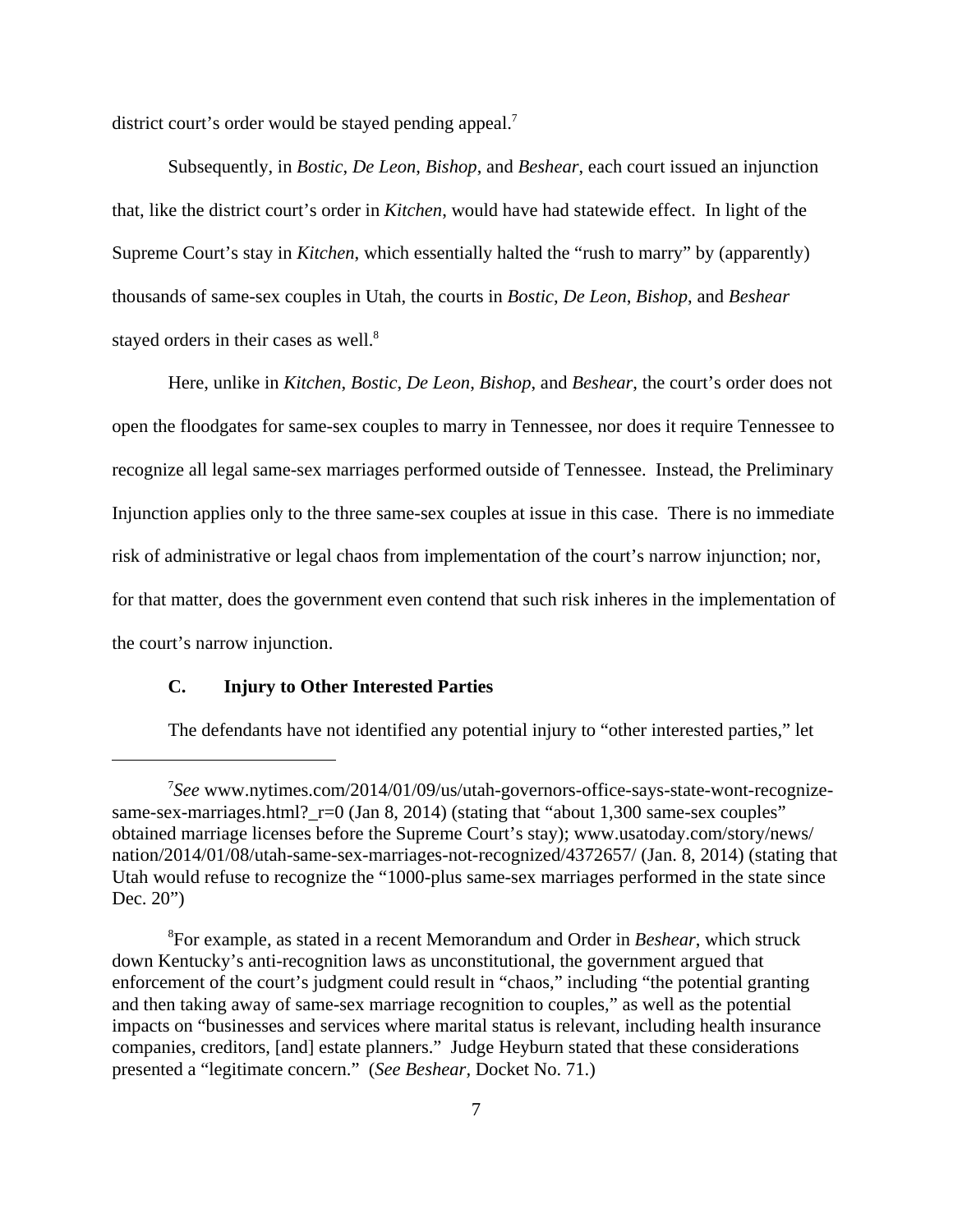district court's order would be stayed pending appeal.[7]

Subsequently, in *Bostic*, *De Leon*, *Bishop*, and *Beshear*, each court issued an injunction that, like the district court's order in *Kitchen*, would have had statewide effect. In light of the Supreme Court's stay in *Kitchen*, which essentially halted the "rush to marry" by (apparently) thousands of same-sex couples in Utah, the courts in *Bostic*, *De Leon*, *Bishop*, and *Beshear* stayed orders in their cases as well.[8]

Here, unlike in *Kitchen*, *Bostic*, *De Leon*, *Bishop*, and *Beshear*, the court's order does not open the floodgates for same-sex couples to marry in Tennessee, nor does it require Tennessee to recognize all legal same-sex marriages performed outside of Tennessee. Instead, the Preliminary Injunction applies only to the three same-sex couples at issue in this case. There is no immediate risk of administrative or legal chaos from implementation of the court's narrow injunction; nor, for that matter, does the government even contend that such risk inheres in the implementation of the court's narrow injunction.

### C. Injury to Other Interested Parties

The defendants have not identified any potential injury to "other interested parties," let

---

[7] *See* www.nytimes.com/2014/01/09/us/utah-governors-office-says-state-wont-recognize-same-sex-marriages.html?_r=0 (Jan 8, 2014) (stating that "about 1,300 same-sex couples" obtained marriage licenses before the Supreme Court's stay); www.usatoday.com/story/news/nation/2014/01/08/utah-same-sex-marriages-not-recognized/4372657/ (Jan. 8, 2014) (stating that Utah would refuse to recognize the "1000-plus same-sex marriages performed in the state since Dec. 20")

[8] For example, as stated in a recent Memorandum and Order in *Beshear*, which struck down Kentucky's anti-recognition laws as unconstitutional, the government argued that enforcement of the court's judgment could result in "chaos," including "the potential granting and then taking away of same-sex marriage recognition to couples," as well as the potential impacts on "businesses and services where marital status is relevant, including health insurance companies, creditors, [and] estate planners." Judge Heyburn stated that these considerations presented a "legitimate concern." (*See Beshear*, Docket No. 71.)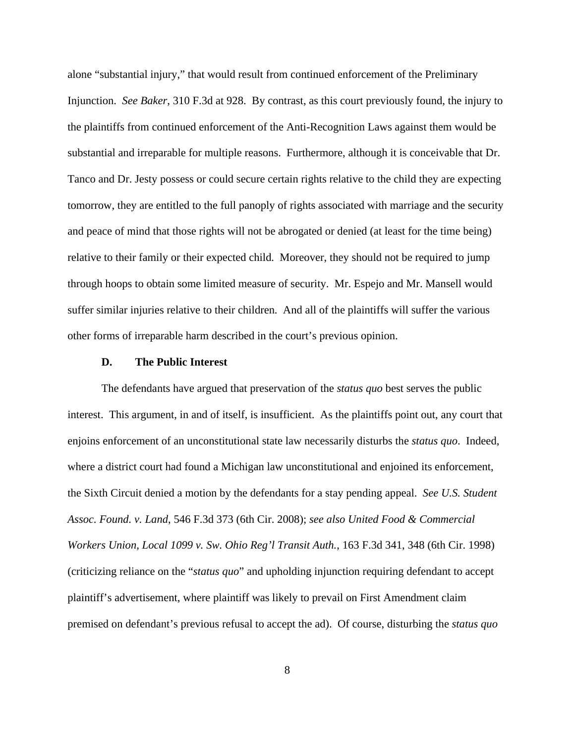alone "substantial injury," that would result from continued enforcement of the Preliminary Injunction. *See Baker*, 310 F.3d at 928. By contrast, as this court previously found, the injury to the plaintiffs from continued enforcement of the Anti-Recognition Laws against them would be substantial and irreparable for multiple reasons. Furthermore, although it is conceivable that Dr. Tanco and Dr. Jesty possess or could secure certain rights relative to the child they are expecting tomorrow, they are entitled to the full panoply of rights associated with marriage and the security and peace of mind that those rights will not be abrogated or denied (at least for the time being) relative to their family or their expected child. Moreover, they should not be required to jump through hoops to obtain some limited measure of security. Mr. Espejo and Mr. Mansell would suffer similar injuries relative to their children. And all of the plaintiffs will suffer the various other forms of irreparable harm described in the court's previous opinion.

### D. The Public Interest

The defendants have argued that preservation of the *status quo* best serves the public interest. This argument, in and of itself, is insufficient. As the plaintiffs point out, any court that enjoins enforcement of an unconstitutional state law necessarily disturbs the *status quo*. Indeed, where a district court had found a Michigan law unconstitutional and enjoined its enforcement, the Sixth Circuit denied a motion by the defendants for a stay pending appeal. *See U.S. Student Assoc. Found. v. Land*, 546 F.3d 373 (6th Cir. 2008); *see also United Food & Commercial Workers Union, Local 1099 v. Sw. Ohio Reg'l Transit Auth.*, 163 F.3d 341, 348 (6th Cir. 1998) (criticizing reliance on the "*status quo*" and upholding injunction requiring defendant to accept plaintiff's advertisement, where plaintiff was likely to prevail on First Amendment claim premised on defendant's previous refusal to accept the ad). Of course, disturbing the *status quo*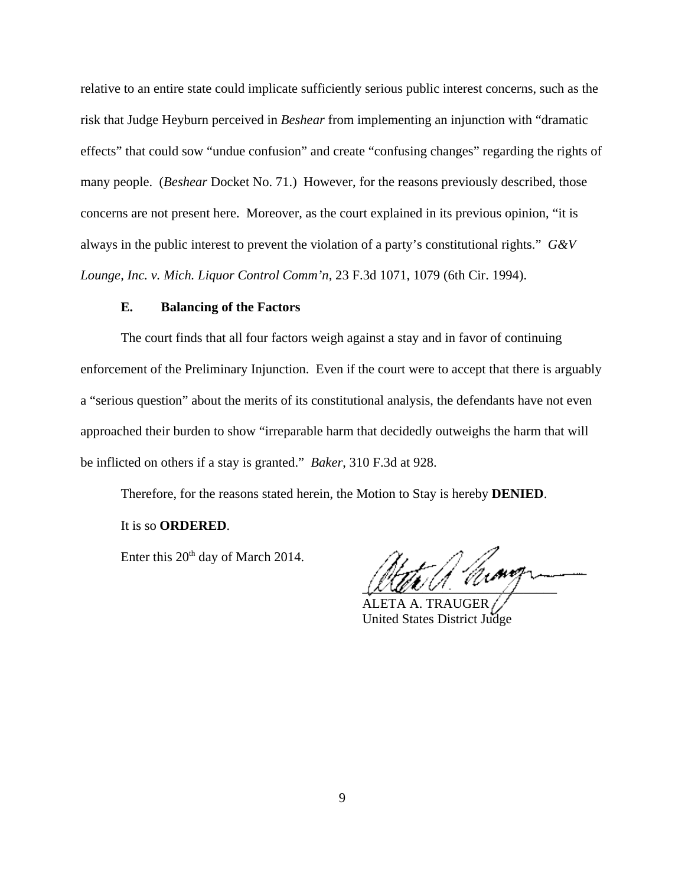relative to an entire state could implicate sufficiently serious public interest concerns, such as the risk that Judge Heyburn perceived in *Beshear* from implementing an injunction with "dramatic effects" that could sow "undue confusion" and create "confusing changes" regarding the rights of many people. (*Beshear* Docket No. 71.) However, for the reasons previously described, those concerns are not present here. Moreover, as the court explained in its previous opinion, "it is always in the public interest to prevent the violation of a party's constitutional rights." *G&V Lounge, Inc. v. Mich. Liquor Control Comm'n*, 23 F.3d 1071, 1079 (6th Cir. 1994).

### E. Balancing of the Factors

The court finds that all four factors weigh against a stay and in favor of continuing enforcement of the Preliminary Injunction. Even if the court were to accept that there is arguably a "serious question" about the merits of its constitutional analysis, the defendants have not even approached their burden to show "irreparable harm that decidedly outweighs the harm that will be inflicted on others if a stay is granted." *Baker*, 310 F.3d at 928.

Therefore, for the reasons stated herein, the Motion to Stay is hereby **DENIED**.

It is so **ORDERED**.

Enter this 20th day of March 2014.

ALETA A. TRAUGER
United States District Judge